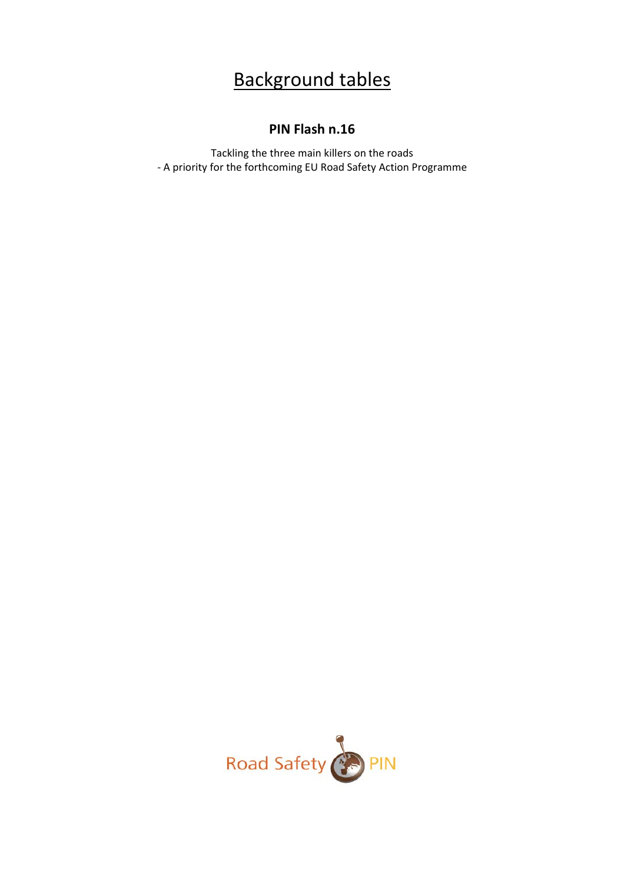# Background tables

## PIN Flash n.16

Tackling the three main killers on the roads
- A priority for the forthcoming EU Road Safety Action Programme

Road Safety PIN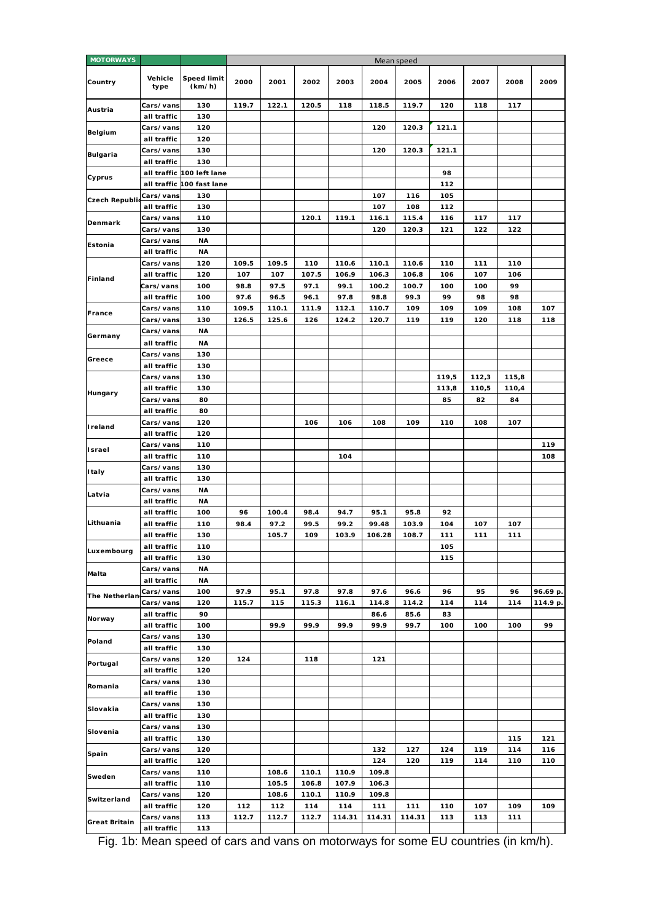| MOTORWAYS | | | Mean speed | | | | | | | | | |
|---|---|---|---|---|---|---|---|---|---|---|---|---|
| Country | Vehicle type | Speed limit (km/h) | 2000 | 2001 | 2002 | 2003 | 2004 | 2005 | 2006 | 2007 | 2008 | 2009 |
| Austria | Cars/vans | 130 | 119.7 | 122.1 | 120.5 | 118 | 118.5 | 119.7 | 120 | 118 | 117 | |
| | all traffic | 130 | | | | | | | | | | |
| Belgium | Cars/vans | 120 | | | | | 120 | 120.3 | 121.1 | | | |
| | all traffic | 120 | | | | | | | | | | |
| Bulgaria | Cars/vans | 130 | | | | | 120 | 120.3 | 121.1 | | | |
| | all traffic | 130 | | | | | | | | | | |
| Cyprus | all traffic | 100 left lane | | | | | | | 98 | | | |
| | all traffic | 100 fast lane | | | | | | | 112 | | | |
| Czech Republic | Cars/vans | 130 | | | | | 107 | 116 | 105 | | | |
| | all traffic | 130 | | | | | 107 | 108 | 112 | | | |
| Denmark | Cars/vans | 110 | | | 120.1 | 119.1 | 116.1 | 115.4 | 116 | 117 | 117 | |
| | Cars/vans | 130 | | | | | 120 | 120.3 | 121 | 122 | 122 | |
| Estonia | Cars/vans | NA | | | | | | | | | | |
| | all traffic | NA | | | | | | | | | | |
| Finland | Cars/vans | 120 | 109.5 | 109.5 | 110 | 110.6 | 110.1 | 110.6 | 110 | 111 | 110 | |
| | all traffic | 120 | 107 | 107 | 107.5 | 106.9 | 106.3 | 106.8 | 106 | 107 | 106 | |
| | Cars/vans | 100 | 98.8 | 97.5 | 97.1 | 99.1 | 100.2 | 100.7 | 100 | 100 | 99 | |
| | all traffic | 100 | 97.6 | 96.5 | 96.1 | 97.8 | 98.8 | 99.3 | 99 | 98 | 98 | |
| France | Cars/vans | 110 | 109.5 | 110.1 | 111.9 | 112.1 | 110.7 | 109 | 109 | 109 | 108 | 107 |
| | Cars/vans | 130 | 126.5 | 125.6 | 126 | 124.2 | 120.7 | 119 | 119 | 120 | 118 | 118 |
| Germany | Cars/vans | NA | | | | | | | | | | |
| | all traffic | NA | | | | | | | | | | |
| Greece | Cars/vans | 130 | | | | | | | | | | |
| | all traffic | 130 | | | | | | | | | | |
| Hungary | Cars/vans | 130 | | | | | | | 119,5 | 112,3 | 115,8 | |
| | all traffic | 130 | | | | | | | 113,8 | 110,5 | 110,4 | |
| | Cars/vans | 80 | | | | | | | 85 | 82 | 84 | |
| | all traffic | 80 | | | | | | | | | | |
| Ireland | Cars/vans | 120 | | | 106 | 106 | 108 | 109 | 110 | 108 | 107 | |
| | all traffic | 120 | | | | | | | | | | |
| Israel | Cars/vans | 110 | | | | | | | | | | 119 |
| | all traffic | 110 | | | | 104 | | | | | | 108 |
| Italy | Cars/vans | 130 | | | | | | | | | | |
| | all traffic | 130 | | | | | | | | | | |
| Latvia | Cars/vans | NA | | | | | | | | | | |
| | all traffic | NA | | | | | | | | | | |
| Lithuania | all traffic | 100 | 96 | 100.4 | 98.4 | 94.7 | 95.1 | 95.8 | 92 | | | |
| | all traffic | 110 | 98.4 | 97.2 | 99.5 | 99.2 | 99.48 | 103.9 | 104 | 107 | 107 | |
| | all traffic | 130 | | 105.7 | 109 | 103.9 | 106.28 | 108.7 | 111 | 111 | 111 | |
| Luxembourg | all traffic | 110 | | | | | | | 105 | | | |
| | all traffic | 130 | | | | | | | 115 | | | |
| Malta | Cars/vans | NA | | | | | | | | | | |
| | all traffic | NA | | | | | | | | | | |
| The Netherlands | Cars/vans | 100 | 97.9 | 95.1 | 97.8 | 97.8 | 97.6 | 96.6 | 96 | 95 | 96 | 96.69 p. |
| | Cars/vans | 120 | 115.7 | 115 | 115.3 | 116.1 | 114.8 | 114.2 | 114 | 114 | 114 | 114.9 p. |
| Norway | all traffic | 90 | | | | | 86.6 | 85.6 | 83 | | | |
| | all traffic | 100 | | 99.9 | 99.9 | 99.9 | 99.9 | 99.7 | 100 | 100 | 100 | 99 |
| Poland | Cars/vans | 130 | | | | | | | | | | |
| | all traffic | 130 | | | | | | | | | | |
| Portugal | Cars/vans | 120 | 124 | | 118 | | 121 | | | | | |
| | all traffic | 120 | | | | | | | | | | |
| Romania | Cars/vans | 130 | | | | | | | | | | |
| | all traffic | 130 | | | | | | | | | | |
| Slovakia | Cars/vans | 130 | | | | | | | | | | |
| | all traffic | 130 | | | | | | | | | | |
| Slovenia | Cars/vans | 130 | | | | | | | | | | |
| | all traffic | 130 | | | | | | | | 115 | 121 | |
| Spain | Cars/vans | 120 | | | | | 132 | 127 | 124 | 119 | 114 | 116 |
| | all traffic | 120 | | | | | 124 | 120 | 119 | 114 | 110 | 110 |
| Sweden | Cars/vans | 110 | | 108.6 | 110.1 | 110.9 | 109.8 | | | | | |
| | all traffic | 110 | | 105.5 | 106.8 | 107.9 | 106.3 | | | | | |
| Switzerland | Cars/vans | 120 | | 108.6 | 110.1 | 110.9 | 109.8 | | | | | |
| | all traffic | 120 | 112 | 112 | 114 | 114 | 111 | 111 | 110 | 107 | 109 | 109 |
| Great Britain | Cars/vans | 113 | 112.7 | 112.7 | 112.7 | 114.31 | 114.31 | 114.31 | 113 | 113 | 111 | |
| | all traffic | 113 | | | | | | | | | | |

Fig. 1b: Mean speed of cars and vans on motorways for some EU countries (in km/h).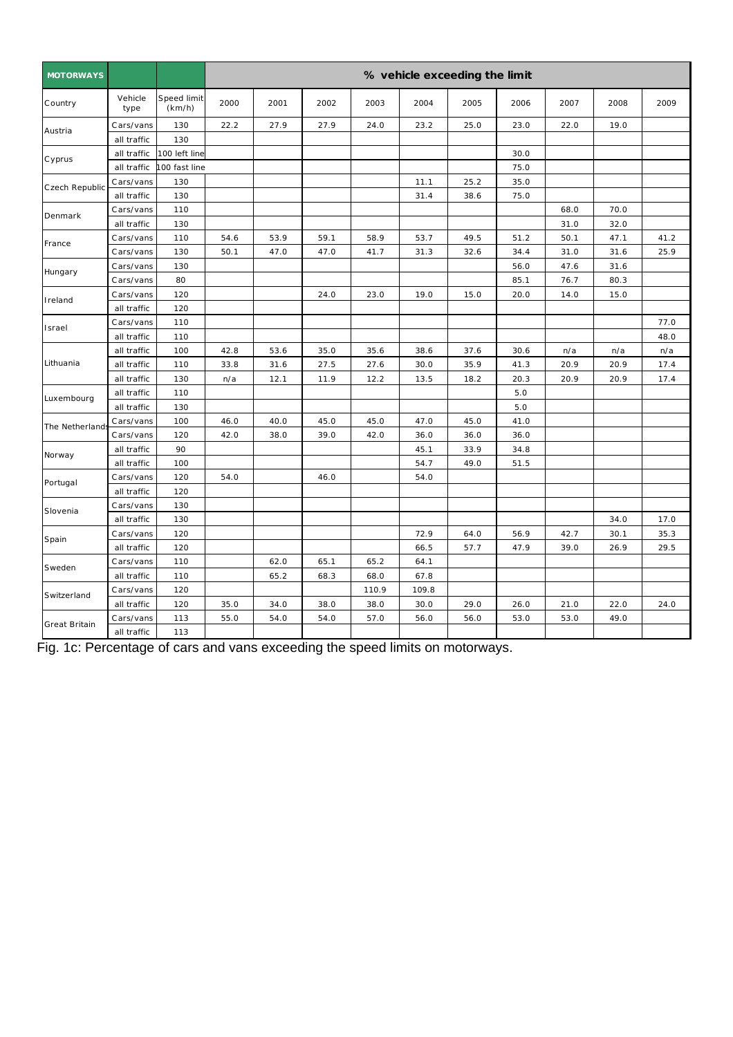| MOTORWAYS | | | % vehicle exceeding the limit | | | | | | | | | |
|---|---|---|---|---|---|---|---|---|---|---|---|---|
| Country | Vehicle type | Speed limit (km/h) | 2000 | 2001 | 2002 | 2003 | 2004 | 2005 | 2006 | 2007 | 2008 | 2009 |
| Austria | Cars/vans | 130 | 22.2 | 27.9 | 27.9 | 24.0 | 23.2 | 25.0 | 23.0 | 22.0 | 19.0 | |
| | all traffic | 130 | | | | | | | | | | |
| Cyprus | all traffic | 100 left line | | | | | | | 30.0 | | | |
| | all traffic | 100 fast line | | | | | | | 75.0 | | | |
| Czech Republic | Cars/vans | 130 | | | | | 11.1 | 25.2 | 35.0 | | | |
| | all traffic | 130 | | | | | 31.4 | 38.6 | 75.0 | | | |
| Denmark | Cars/vans | 110 | | | | | | | | 68.0 | 70.0 | |
| | all traffic | 130 | | | | | | | | 31.0 | 32.0 | |
| France | Cars/vans | 110 | 54.6 | 53.9 | 59.1 | 58.9 | 53.7 | 49.5 | 51.2 | 50.1 | 47.1 | 41.2 |
| | Cars/vans | 130 | 50.1 | 47.0 | 47.0 | 41.7 | 31.3 | 32.6 | 34.4 | 31.0 | 31.6 | 25.9 |
| Hungary | Cars/vans | 130 | | | | | | | 56.0 | 47.6 | 31.6 | |
| | Cars/vans | 80 | | | | | | | 85.1 | 76.7 | 80.3 | |
| Ireland | Cars/vans | 120 | | | 24.0 | 23.0 | 19.0 | 15.0 | 20.0 | 14.0 | 15.0 | |
| | all traffic | 120 | | | | | | | | | | |
| Israel | Cars/vans | 110 | | | | | | | | | | 77.0 |
| | all traffic | 110 | | | | | | | | | | 48.0 |
| Lithuania | all traffic | 100 | 42.8 | 53.6 | 35.0 | 35.6 | 38.6 | 37.6 | 30.6 | n/a | n/a | n/a |
| | all traffic | 110 | 33.8 | 31.6 | 27.5 | 27.6 | 30.0 | 35.9 | 41.3 | 20.9 | 20.9 | 17.4 |
| | all traffic | 130 | n/a | 12.1 | 11.9 | 12.2 | 13.5 | 18.2 | 20.3 | 20.9 | 20.9 | 17.4 |
| Luxembourg | all traffic | 110 | | | | | | | 5.0 | | | |
| | all traffic | 130 | | | | | | | 5.0 | | | |
| The Netherlands | Cars/vans | 100 | 46.0 | 40.0 | 45.0 | 45.0 | 47.0 | 45.0 | 41.0 | | | |
| | Cars/vans | 120 | 42.0 | 38.0 | 39.0 | 42.0 | 36.0 | 36.0 | 36.0 | | | |
| Norway | all traffic | 90 | | | | | 45.1 | 33.9 | 34.8 | | | |
| | all traffic | 100 | | | | | 54.7 | 49.0 | 51.5 | | | |
| Portugal | Cars/vans | 120 | 54.0 | | 46.0 | | 54.0 | | | | | |
| | all traffic | 120 | | | | | | | | | | |
| Slovenia | Cars/vans | 130 | | | | | | | | | | |
| | all traffic | 130 | | | | | | | | | 34.0 | 17.0 |
| Spain | Cars/vans | 120 | | | | | 72.9 | 64.0 | 56.9 | 42.7 | 30.1 | 35.3 |
| | all traffic | 120 | | | | | 66.5 | 57.7 | 47.9 | 39.0 | 26.9 | 29.5 |
| Sweden | Cars/vans | 110 | | 62.0 | 65.1 | 65.2 | 64.1 | | | | | |
| | all traffic | 110 | | 65.2 | 68.3 | 68.0 | 67.8 | | | | | |
| Switzerland | Cars/vans | 120 | | | | 110.9 | 109.8 | | | | | |
| | all traffic | 120 | 35.0 | 34.0 | 38.0 | 38.0 | 30.0 | 29.0 | 26.0 | 21.0 | 22.0 | 24.0 |
| Great Britain | Cars/vans | 113 | 55.0 | 54.0 | 54.0 | 57.0 | 56.0 | 56.0 | 53.0 | 53.0 | 49.0 | |
| | all traffic | 113 | | | | | | | | | | |

Fig. 1c: Percentage of cars and vans exceeding the speed limits on motorways.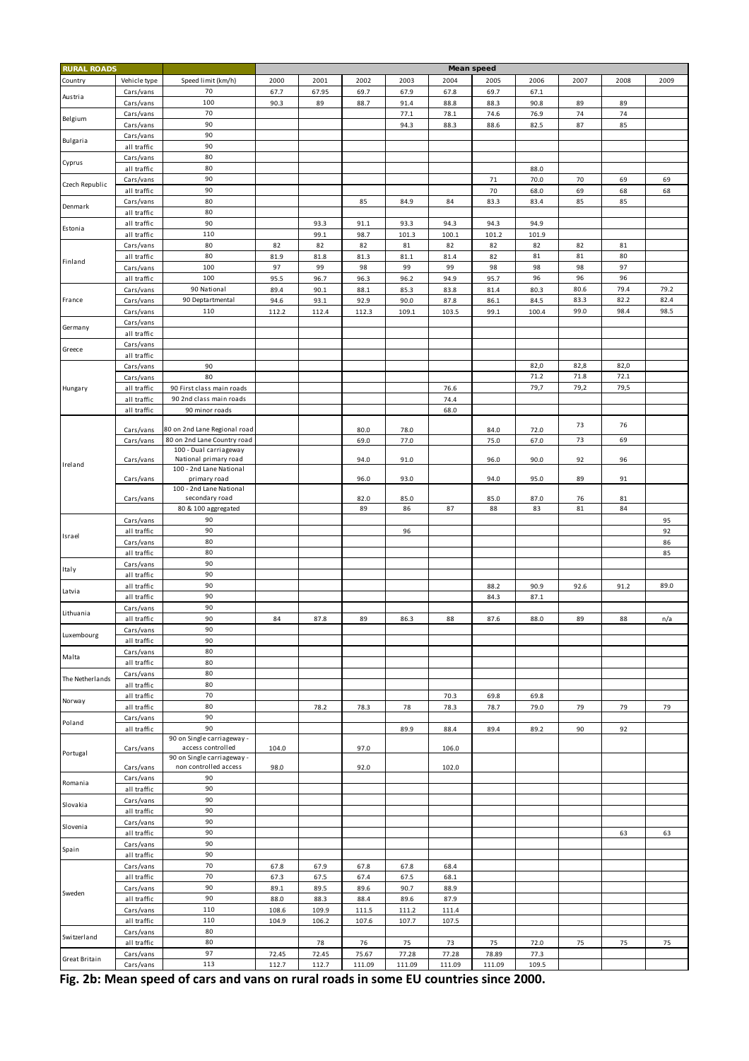| RURAL ROADS | | | Mean speed | | | | | | | | | |
|---|---|---|---|---|---|---|---|---|---|---|---|---|
| Country | Vehicle type | Speed limit (km/h) | 2000 | 2001 | 2002 | 2003 | 2004 | 2005 | 2006 | 2007 | 2008 | 2009 |
| Austria | Cars/vans | 70 | 67.7 | 67.95 | 69.7 | 67.9 | 67.8 | 69.7 | 67.1 | | | |
| | Cars/vans | 100 | 90.3 | 89 | 88.7 | 91.4 | 88.8 | 88.3 | 90.8 | 89 | 89 | |
| Belgium | Cars/vans | 70 | | | | 77.1 | 78.1 | 74.6 | 76.9 | 74 | 74 | |
| | Cars/vans | 90 | | | | 94.3 | 88.3 | 88.6 | 82.5 | 87 | 85 | |
| Bulgaria | Cars/vans | 90 | | | | | | | | | | |
| | all traffic | 90 | | | | | | | | | | |
| Cyprus | Cars/vans | 80 | | | | | | | | | | |
| | all traffic | 80 | | | | | | | 88.0 | | | |
| Czech Republic | Cars/vans | 90 | | | | | | 71 | 70.0 | 70 | 69 | 69 |
| | all traffic | 90 | | | | | | 70 | 68.0 | 69 | 68 | 68 |
| Denmark | Cars/vans | 80 | | | 85 | 84.9 | 84 | 83.3 | 83.4 | 85 | 85 | |
| | all traffic | 80 | | | | | | | | | | |
| Estonia | all traffic | 90 | | 93.3 | 91.1 | 93.3 | 94.3 | 94.3 | 94.9 | | | |
| | all traffic | 110 | | 99.1 | 98.7 | 101.3 | 100.1 | 101.2 | 101.9 | | | |
| Finland | Cars/vans | 80 | 82 | 82 | 82 | 81 | 82 | 82 | 82 | 82 | 81 | |
| | all traffic | 80 | 81.9 | 81.8 | 81.3 | 81.1 | 81.4 | 82 | 81 | 81 | 80 | |
| | Cars/vans | 100 | 97 | 99 | 98 | 99 | 99 | 98 | 98 | 98 | 97 | |
| | all traffic | 100 | 95.5 | 96.7 | 96.3 | 96.2 | 94.9 | 95.7 | 96 | 96 | 96 | |
| France | Cars/vans | 90 National | 89.4 | 90.1 | 88.1 | 85.3 | 83.8 | 81.4 | 80.3 | 80.6 | 79.4 | 79.2 |
| | Cars/vans | 90 Deptartmental | 94.6 | 93.1 | 92.9 | 90.0 | 87.8 | 86.1 | 84.5 | 83.3 | 82.2 | 82.4 |
| | Cars/vans | 110 | 112.2 | 112.4 | 112.3 | 109.1 | 103.5 | 99.1 | 100.4 | 99.0 | 98.4 | 98.5 |
| Germany | Cars/vans | | | | | | | | | | | |
| | all traffic | | | | | | | | | | | |
| Greece | Cars/vans | | | | | | | | | | | |
| | all traffic | | | | | | | | | | | |
| Hungary | Cars/vans | 90 | | | | | | | 82,0 | 82,8 | 82,0 | |
| | Cars/vans | 80 | | | | | | | 71.2 | 71.8 | 72.1 | |
| | all traffic | 90 First class main roads | | | | | 76.6 | | 79,7 | 79,2 | 79,5 | |
| | all traffic | 90 2nd class main roads | | | | | 74.4 | | | | | |
| | all traffic | 90 minor roads | | | | | 68.0 | | | | | |
| Ireland | Cars/vans | 80 on 2nd Lane Regional road | | | 80.0 | 78.0 | | 84.0 | 72.0 | 73 | 76 | |
| | Cars/vans | 80 on 2nd Lane Country road | | | 69.0 | 77.0 | | 75.0 | 67.0 | 73 | 69 | |
| | Cars/vans | 100 - Dual carriageway National primary road | | | 94.0 | 91.0 | | 96.0 | 90.0 | 92 | 96 | |
| | Cars/vans | 100 - 2nd Lane National primary road | | | 96.0 | 93.0 | | 94.0 | 95.0 | 89 | 91 | |
| | Cars/vans | 100 - 2nd Lane National secondary road | | | 82.0 | 85.0 | | 85.0 | 87.0 | 76 | 81 | |
| | | 80 & 100 aggregated | | | 89 | 86 | 87 | 88 | 83 | 81 | 84 | |
| Israel | Cars/vans | 90 | | | | | | | | | | 95 |
| | all traffic | 90 | | | | 96 | | | | | | 92 |
| | Cars/vans | 80 | | | | | | | | | | 86 |
| | all traffic | 80 | | | | | | | | | | 85 |
| Italy | Cars/vans | 90 | | | | | | | | | | |
| | all traffic | 90 | | | | | | | | | | |
| Latvia | all traffic | 90 | | | | | | 88.2 | 90.9 | 92.6 | 91.2 | 89.0 |
| | all traffic | 90 | | | | | | 84.3 | 87.1 | | | |
| Lithuania | Cars/vans | 90 | | | | | | | | | | |
| | all traffic | 90 | 84 | 87.8 | 89 | 86.3 | 88 | 87.6 | 88.0 | 89 | 88 | n/a |
| Luxembourg | Cars/vans | 90 | | | | | | | | | | |
| | all traffic | 90 | | | | | | | | | | |
| Malta | Cars/vans | 80 | | | | | | | | | | |
| | all traffic | 80 | | | | | | | | | | |
| The Netherlands | Cars/vans | 80 | | | | | | | | | | |
| | all traffic | 80 | | | | | | | | | | |
| Norway | all traffic | 70 | | | | | 70.3 | 69.8 | 69.8 | | | |
| | all traffic | 80 | | 78.2 | 78.3 | 78 | 78.3 | 78.7 | 79.0 | 79 | 79 | 79 |
| Poland | Cars/vans | 90 | | | | | | | | | | |
| | all traffic | 90 | | | | 89.9 | 88.4 | 89.4 | 89.2 | 90 | 92 | |
| Portugal | Cars/vans | 90 on Single carriageway - access controlled | 104.0 | | 97.0 | | 106.0 | | | | | |
| | Cars/vans | 90 on Single carriageway - non controlled access | 98.0 | | 92.0 | | 102.0 | | | | | |
| Romania | Cars/vans | 90 | | | | | | | | | | |
| | all traffic | 90 | | | | | | | | | | |
| Slovakia | Cars/vans | 90 | | | | | | | | | | |
| | all traffic | 90 | | | | | | | | | | |
| Slovenia | Cars/vans | 90 | | | | | | | | | | |
| | all traffic | 90 | | | | | | | | | 63 | 63 |
| Spain | Cars/vans | 90 | | | | | | | | | | |
| | all traffic | 90 | | | | | | | | | | |
| Sweden | Cars/vans | 70 | 67.8 | 67.9 | 67.8 | 67.8 | 68.4 | | | | | |
| | all traffic | 70 | 67.3 | 67.5 | 67.4 | 67.5 | 68.1 | | | | | |
| | Cars/vans | 90 | 89.1 | 89.5 | 89.6 | 90.7 | 88.9 | | | | | |
| | all traffic | 90 | 88.0 | 88.3 | 88.4 | 89.6 | 87.9 | | | | | |
| | Cars/vans | 110 | 108.6 | 109.9 | 111.5 | 111.2 | 111.4 | | | | | |
| | all traffic | 110 | 104.9 | 106.2 | 107.6 | 107.7 | 107.5 | | | | | |
| Switzerland | Cars/vans | 80 | | | | | | | | | | |
| | all traffic | 80 | | 78 | 76 | 75 | 73 | 75 | 72.0 | 75 | 75 | 75 |
| Great Britain | Cars/vans | 97 | 72.45 | 72.45 | 75.67 | 77.28 | 77.28 | 78.89 | 77.3 | | | |
| | Cars/vans | 113 | 112.7 | 112.7 | 111.09 | 111.09 | 111.09 | 111.09 | 109.5 | | | |

**Fig. 2b: Mean speed of cars and vans on rural roads in some EU countries since 2000.**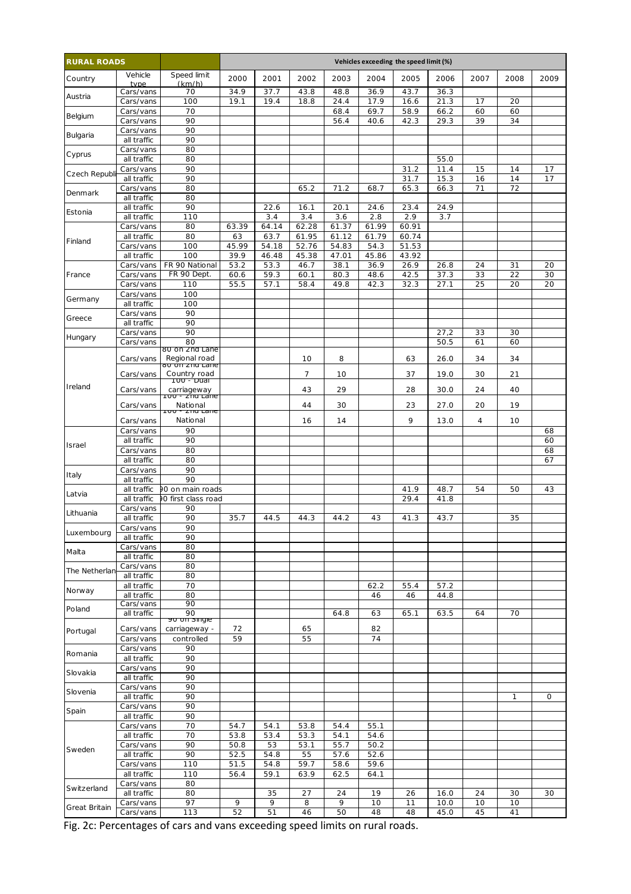| RURAL ROADS | | | Vehicles exceeding the speed limit (%) | | | | | | | | | |
|---|---|---|---|---|---|---|---|---|---|---|---|---|
| Country | Vehicle type | Speed limit (km/h) | 2000 | 2001 | 2002 | 2003 | 2004 | 2005 | 2006 | 2007 | 2008 | 2009 |
| Austria | Cars/vans | 70 | 34.9 | 37.7 | 43.8 | 48.8 | 36.9 | 43.7 | 36.3 | | | |
| | Cars/vans | 100 | 19.1 | 19.4 | 18.8 | 24.4 | 17.9 | 16.6 | 21.3 | 17 | 20 | |
| Belgium | Cars/vans | 70 | | | | 68.4 | 69.7 | 58.9 | 66.2 | 60 | 60 | |
| | Cars/vans | 90 | | | | 56.4 | 40.6 | 42.3 | 29.3 | 39 | 34 | |
| Bulgaria | Cars/vans | 90 | | | | | | | | | | |
| | all traffic | 90 | | | | | | | | | | |
| Cyprus | Cars/vans | 80 | | | | | | | | | | |
| | all traffic | 80 | | | | | | | 55.0 | | | |
| Czech Republi | Cars/vans | 90 | | | | | | 31.2 | 11.4 | 15 | 14 | 17 |
| | all traffic | 90 | | | | | | 31.7 | 15.3 | 16 | 14 | 17 |
| Denmark | Cars/vans | 80 | | | 65.2 | 71.2 | 68.7 | 65.3 | 66.3 | 71 | 72 | |
| | all traffic | 80 | | | | | | | | | | |
| Estonia | all traffic | 90 | | 22.6 | 16.1 | 20.1 | 24.6 | 23.4 | 24.9 | | | |
| | all traffic | 110 | | 3.4 | 3.4 | 3.6 | 2.8 | 2.9 | 3.7 | | | |
| Finland | Cars/vans | 80 | 63.39 | 64.14 | 62.28 | 61.37 | 61.99 | 60.91 | | | | |
| | all traffic | 80 | 63 | 63.7 | 61.95 | 61.12 | 61.79 | 60.74 | | | | |
| | Cars/vans | 100 | 45.99 | 54.18 | 52.76 | 54.83 | 54.3 | 51.53 | | | | |
| | all traffic | 100 | 39.9 | 46.48 | 45.38 | 47.01 | 45.86 | 43.92 | | | | |
| France | Cars/vans | FR 90 National | 53.2 | 53.3 | 46.7 | 38.1 | 36.9 | 26.9 | 26.8 | 24 | 31 | 20 |
| | Cars/vans | FR 90 Dept. | 60.6 | 59.3 | 60.1 | 80.3 | 48.6 | 42.5 | 37.3 | 33 | 22 | 30 |
| | Cars/vans | 110 | 55.5 | 57.1 | 58.4 | 49.8 | 42.3 | 32.3 | 27.1 | 25 | 20 | 20 |
| Germany | Cars/vans | 100 | | | | | | | | | | |
| | all traffic | 100 | | | | | | | | | | |
| Greece | Cars/vans | 90 | | | | | | | | | | |
| | all traffic | 90 | | | | | | | | | | |
| Hungary | Cars/vans | 90 | | | | | | | 27,2 | 33 | 30 | |
| | Cars/vans | 80 | | | | | | | 50.5 | 61 | 60 | |
| Ireland | Cars/vans | 80 on 2nd Lane Regional road | | | 10 | 8 | | 63 | 26.0 | 34 | 34 | |
| | Cars/vans | 80 on 2nd Lane Country road | | | 7 | 10 | | 37 | 19.0 | 30 | 21 | |
| | Cars/vans | 100 - Dual carriageway | | | 43 | 29 | | 28 | 30.0 | 24 | 40 | |
| | Cars/vans | 100 - 2nd Lane National | | | 44 | 30 | | 23 | 27.0 | 20 | 19 | |
| | Cars/vans | 100 - 2nd Lane National | | | 16 | 14 | | 9 | 13.0 | 4 | 10 | |
| Israel | Cars/vans | 90 | | | | | | | | | | 68 |
| | all traffic | 90 | | | | | | | | | | 60 |
| | Cars/vans | 80 | | | | | | | | | | 68 |
| | all traffic | 80 | | | | | | | | | | 67 |
| Italy | Cars/vans | 90 | | | | | | | | | | |
| | all traffic | 90 | | | | | | | | | | |
| Latvia | all traffic | 90 on main roads | | | | | | 41.9 | 48.7 | 54 | 50 | 43 |
| | all traffic | 90 first class road | | | | | | 29.4 | 41.8 | | | |
| Lithuania | Cars/vans | 90 | | | | | | | | | | |
| | all traffic | 90 | 35.7 | 44.5 | 44.3 | 44.2 | 43 | 41.3 | 43.7 | | 35 | |
| Luxembourg | Cars/vans | 90 | | | | | | | | | | |
| | all traffic | 90 | | | | | | | | | | |
| Malta | Cars/vans | 80 | | | | | | | | | | |
| | all traffic | 80 | | | | | | | | | | |
| The Netherlan | Cars/vans | 80 | | | | | | | | | | |
| | all traffic | 80 | | | | | | | | | | |
| Norway | all traffic | 70 | | | | | 62.2 | 55.4 | 57.2 | | | |
| | all traffic | 80 | | | | | 46 | 46 | 44.8 | | | |
| Poland | Cars/vans | 90 | | | | | | | | | | |
| | all traffic | 90 | | | | 64.8 | 63 | 65.1 | 63.5 | 64 | 70 | |
| Portugal | Cars/vans | 90 on single carriageway - | 72 | | 65 | | 82 | | | | | |
| | Cars/vans | controlled | 59 | | 55 | | 74 | | | | | |
| Romania | Cars/vans | 90 | | | | | | | | | | |
| | all traffic | 90 | | | | | | | | | | |
| Slovakia | Cars/vans | 90 | | | | | | | | | | |
| | all traffic | 90 | | | | | | | | | | |
| Slovenia | Cars/vans | 90 | | | | | | | | | | |
| | all traffic | 90 | | | | | | | | | 1 | 0 |
| Spain | Cars/vans | 90 | | | | | | | | | | |
| | all traffic | 90 | | | | | | | | | | |
| Sweden | Cars/vans | 70 | 54.7 | 54.1 | 53.8 | 54.4 | 55.1 | | | | | |
| | all traffic | 70 | 53.8 | 53.4 | 53.3 | 54.1 | 54.6 | | | | | |
| | Cars/vans | 90 | 50.8 | 53 | 53.1 | 55.7 | 50.2 | | | | | |
| | all traffic | 90 | 52.5 | 54.8 | 55 | 57.6 | 52.6 | | | | | |
| | Cars/vans | 110 | 51.5 | 54.8 | 59.7 | 58.6 | 59.6 | | | | | |
| | all traffic | 110 | 56.4 | 59.1 | 63.9 | 62.5 | 64.1 | | | | | |
| Switzerland | Cars/vans | 80 | | | | | | | | | | |
| | all traffic | 80 | | 35 | 27 | 24 | 19 | 26 | 16.0 | 24 | 30 | 30 |
| Great Britain | Cars/vans | 97 | 9 | 9 | 8 | 9 | 10 | 11 | 10.0 | 10 | 10 | |
| | Cars/vans | 113 | 52 | 51 | 46 | 50 | 48 | 48 | 45.0 | 45 | 41 | |

Fig. 2c: Percentages of cars and vans exceeding speed limits on rural roads.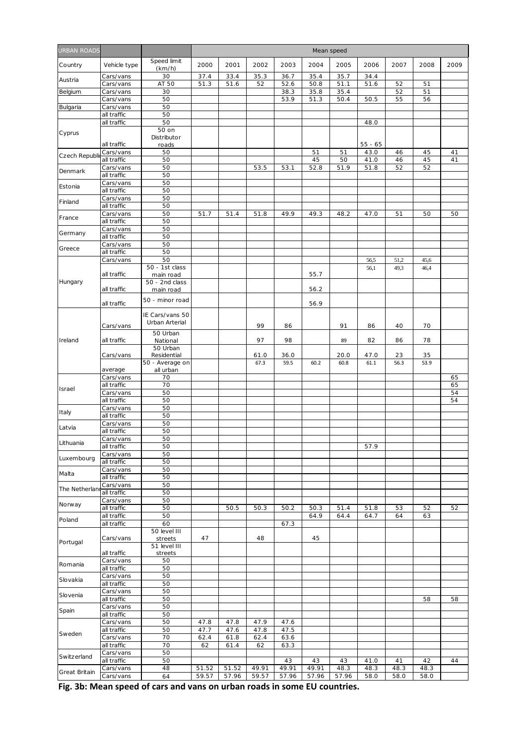| URBAN ROADS | | | Mean speed | | | | | | | | | |
|---|---|---|---|---|---|---|---|---|---|---|---|---|
| Country | Vehicle type | Speed limit (km/h) | 2000 | 2001 | 2002 | 2003 | 2004 | 2005 | 2006 | 2007 | 2008 | 2009 |
| Austria | Cars/vans | 30 | 37.4 | 33.4 | 35.3 | 36.7 | 35.4 | 35.7 | 34.4 | | | |
| | Cars/vans | AT 50 | 51.3 | 51.6 | 52 | 52.6 | 50.8 | 51.1 | 51.6 | 52 | 51 | |
| Belgium | Cars/vans | 30 | | | | 38.3 | 35.8 | 35.4 | | 52 | 51 | |
| | Cars/vans | 50 | | | | 53.9 | 51.3 | 50.4 | 50.5 | 55 | 56 | |
| Bulgaria | Cars/vans | 50 | | | | | | | | | | |
| | all traffic | 50 | | | | | | | | | | |
| Cyprus | all traffic | 50 | | | | | | | 48.0 | | | |
| | all traffic | 50 on Distributor roads | | | | | | | 55 - 65 | | | |
| Czech Republic | Cars/vans | 50 | | | | | 51 | 51 | 43.0 | 46 | 45 | 41 |
| | all traffic | 50 | | | | | 45 | 50 | 41.0 | 46 | 45 | 41 |
| Denmark | Cars/vans | 50 | | | 53.5 | 53.1 | 52.8 | 51.9 | 51.8 | 52 | 52 | |
| | all traffic | 50 | | | | | | | | | | |
| Estonia | Cars/vans | 50 | | | | | | | | | | |
| | all traffic | 50 | | | | | | | | | | |
| Finland | Cars/vans | 50 | | | | | | | | | | |
| | all traffic | 50 | | | | | | | | | | |
| France | Cars/vans | 50 | 51.7 | 51.4 | 51.8 | 49.9 | 49.3 | 48.2 | 47.0 | 51 | 50 | 50 |
| | all traffic | 50 | | | | | | | | | | |
| Germany | Cars/vans | 50 | | | | | | | | | | |
| | all traffic | 50 | | | | | | | | | | |
| Greece | Cars/vans | 50 | | | | | | | | | | |
| | all traffic | 50 | | | | | | | | | | |
| Hungary | Cars/vans | 50 | | | | | | | 56,5 | 51,2 | 45,6 | |
| | all traffic | 50 - 1st class main road | | | | | 55.7 | | 56,1 | 49,3 | 46,4 | |
| | all traffic | 50 - 2nd class main road | | | | | 56.2 | | | | | |
| | all traffic | 50 - minor road | | | | | 56.9 | | | | | |
| Ireland | Cars/vans | IE Cars/vans 50 Urban Arterial | | | 99 | 86 | | 91 | 86 | 40 | 70 | |
| | all traffic | 50 Urban National | | | 97 | 98 | | 89 | 82 | 86 | 78 | |
| | Cars/vans | 50 Urban Residential | | | 61.0 | 36.0 | | 20.0 | 47.0 | 23 | 35 | |
| | average | 50 - Average on all urban | | | 67.3 | 59.5 | 60.2 | 60.8 | 61.1 | 56.3 | 53.9 | |
| Israel | Cars/vans | 70 | | | | | | | | | | 65 |
| | all traffic | 70 | | | | | | | | | | 65 |
| | Cars/vans | 50 | | | | | | | | | | 54 |
| | all traffic | 50 | | | | | | | | | | 54 |
| Italy | Cars/vans | 50 | | | | | | | | | | |
| | all traffic | 50 | | | | | | | | | | |
| Latvia | Cars/vans | 50 | | | | | | | | | | |
| | all traffic | 50 | | | | | | | | | | |
| Lithuania | Cars/vans | 50 | | | | | | | | | | |
| | all traffic | 50 | | | | | | | 57.9 | | | |
| Luxembourg | Cars/vans | 50 | | | | | | | | | | |
| | all traffic | 50 | | | | | | | | | | |
| Malta | Cars/vans | 50 | | | | | | | | | | |
| | all traffic | 50 | | | | | | | | | | |
| The Netherlands | Cars/vans | 50 | | | | | | | | | | |
| | all traffic | 50 | | | | | | | | | | |
| Norway | Cars/vans | 50 | | | | | | | | | | |
| | all traffic | 50 | | 50.5 | 50.3 | 50.2 | 50.3 | 51.4 | 51.8 | 53 | 52 | 52 |
| Poland | all traffic | 50 | | | | | 64.9 | 64.4 | 64.7 | 64 | 63 | |
| | all traffic | 60 | | | | 67.3 | | | | | | |
| Portugal | Cars/vans | 50 level III streets | 47 | | 48 | | 45 | | | | | |
| | all traffic | 51 level III streets | | | | | | | | | | |
| Romania | Cars/vans | 50 | | | | | | | | | | |
| | all traffic | 50 | | | | | | | | | | |
| Slovakia | Cars/vans | 50 | | | | | | | | | | |
| | all traffic | 50 | | | | | | | | | | |
| Slovenia | Cars/vans | 50 | | | | | | | | | | |
| | all traffic | 50 | | | | | | | | | 58 | 58 |
| Spain | Cars/vans | 50 | | | | | | | | | | |
| | all traffic | 50 | | | | | | | | | | |
| Sweden | Cars/vans | 50 | 47.8 | 47.8 | 47.9 | 47.6 | | | | | | |
| | all traffic | 50 | 47.7 | 47.6 | 47.8 | 47.5 | | | | | | |
| | Cars/vans | 70 | 62.4 | 61.8 | 62.4 | 63.6 | | | | | | |
| | all traffic | 70 | 62 | 61.4 | 62 | 63.3 | | | | | | |
| Switzerland | Cars/vans | 50 | | | | | | | | | | |
| | all traffic | 50 | | | | 43 | 43 | 43 | 41.0 | 41 | 42 | 44 |
| Great Britain | Cars/vans | 48 | 51.52 | 51.52 | 49.91 | 49.91 | 49.91 | 48.3 | 48.3 | 48.3 | 48.3 | |
| | Cars/vans | 64 | 59.57 | 57.96 | 59.57 | 57.96 | 57.96 | 57.96 | 58.0 | 58.0 | 58.0 | |

**Fig. 3b: Mean speed of cars and vans on urban roads in some EU countries.**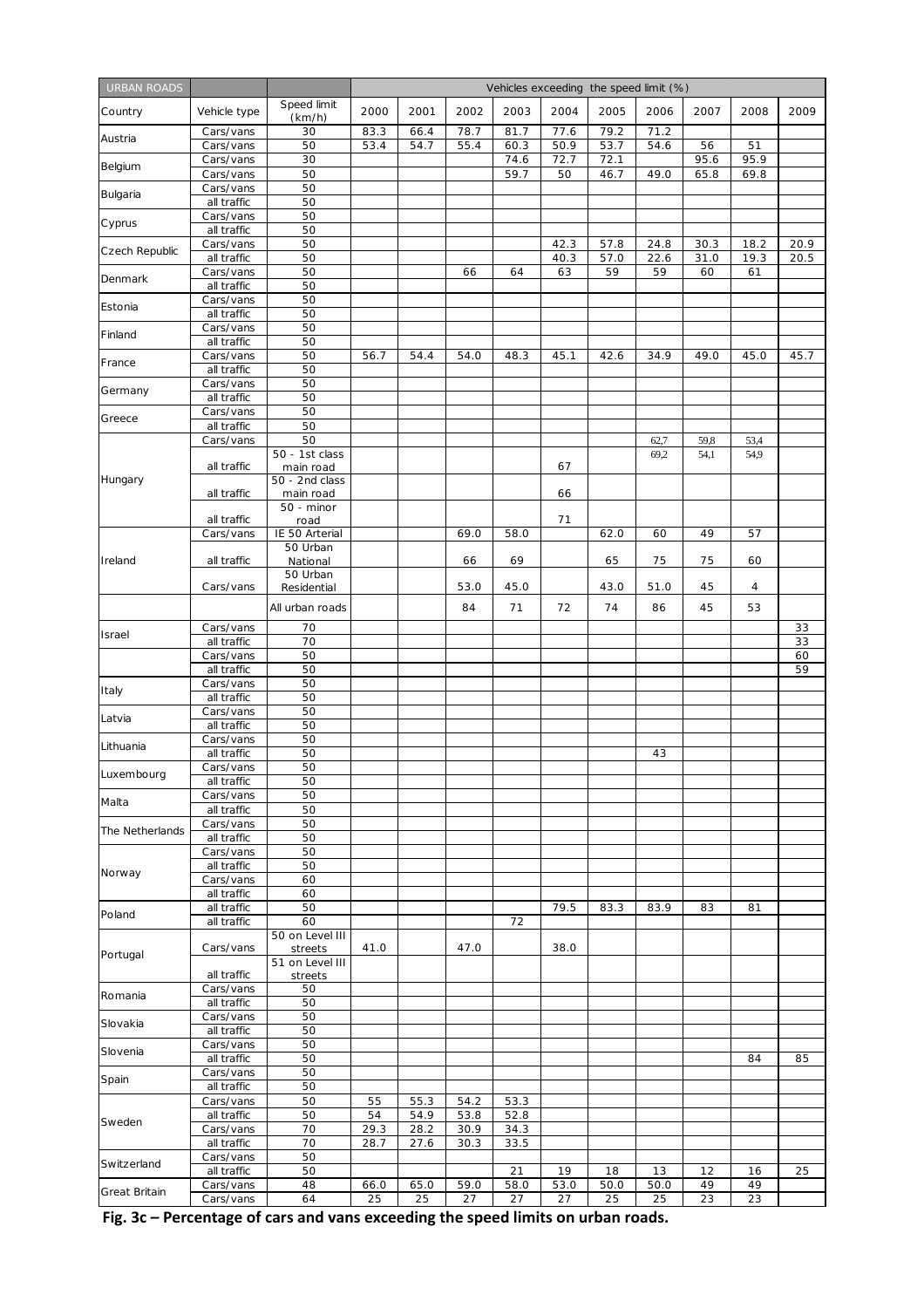| URBAN ROADS | | | Vehicles exceeding the speed limit (%) | | | | | | | | | |
|---|---|---|---|---|---|---|---|---|---|---|---|---|
| Country | Vehicle type | Speed limit (km/h) | 2000 | 2001 | 2002 | 2003 | 2004 | 2005 | 2006 | 2007 | 2008 | 2009 |
| Austria | Cars/vans | 30 | 83.3 | 66.4 | 78.7 | 81.7 | 77.6 | 79.2 | 71.2 | | | |
| | Cars/vans | 50 | 53.4 | 54.7 | 55.4 | 60.3 | 50.9 | 53.7 | 54.6 | 56 | 51 | |
| Belgium | Cars/vans | 30 | | | | 74.6 | 72.7 | 72.1 | | 95.6 | 95.9 | |
| | Cars/vans | 50 | | | | 59.7 | 50 | 46.7 | 49.0 | 65.8 | 69.8 | |
| Bulgaria | Cars/vans | 50 | | | | | | | | | | |
| | all traffic | 50 | | | | | | | | | | |
| Cyprus | Cars/vans | 50 | | | | | | | | | | |
| | all traffic | 50 | | | | | | | | | | |
| Czech Republic | Cars/vans | 50 | | | | | 42.3 | 57.8 | 24.8 | 30.3 | 18.2 | 20.9 |
| | all traffic | 50 | | | | | 40.3 | 57.0 | 22.6 | 31.0 | 19.3 | 20.5 |
| Denmark | Cars/vans | 50 | | | 66 | 64 | 63 | 59 | 59 | 60 | 61 | |
| | all traffic | 50 | | | | | | | | | | |
| Estonia | Cars/vans | 50 | | | | | | | | | | |
| | all traffic | 50 | | | | | | | | | | |
| Finland | Cars/vans | 50 | | | | | | | | | | |
| | all traffic | 50 | | | | | | | | | | |
| France | Cars/vans | 50 | 56.7 | 54.4 | 54.0 | 48.3 | 45.1 | 42.6 | 34.9 | 49.0 | 45.0 | 45.7 |
| | all traffic | 50 | | | | | | | | | | |
| Germany | Cars/vans | 50 | | | | | | | | | | |
| | all traffic | 50 | | | | | | | | | | |
| Greece | Cars/vans | 50 | | | | | | | | | | |
| | all traffic | 50 | | | | | | | | | | |
| Hungary | Cars/vans | 50 | | | | | | | 62,7 | 59,8 | 53,4 | |
| | all traffic | 50 - 1st class main road | | | | | 67 | | 69,2 | 54,1 | 54,9 | |
| | all traffic | 50 - 2nd class main road | | | | | 66 | | | | | |
| | all traffic | 50 - minor road | | | | | 71 | | | | | |
| Ireland | Cars/vans | IE 50 Arterial | | | 69.0 | 58.0 | | 62.0 | 60 | 49 | 57 | |
| | all traffic | 50 Urban National | | | 66 | 69 | | 65 | 75 | 75 | 60 | |
| | Cars/vans | 50 Urban Residential | | | 53.0 | 45.0 | | 43.0 | 51.0 | 45 | 4 | |
| | | All urban roads | | | 84 | 71 | 72 | 74 | 86 | 45 | 53 | |
| Israel | Cars/vans | 70 | | | | | | | | | | 33 |
| | all traffic | 70 | | | | | | | | | | 33 |
| | Cars/vans | 50 | | | | | | | | | | 60 |
| | all traffic | 50 | | | | | | | | | | 59 |
| Italy | Cars/vans | 50 | | | | | | | | | | |
| | all traffic | 50 | | | | | | | | | | |
| Latvia | Cars/vans | 50 | | | | | | | | | | |
| | all traffic | 50 | | | | | | | | | | |
| Lithuania | Cars/vans | 50 | | | | | | | | | | |
| | all traffic | 50 | | | | | | | 43 | | | |
| Luxembourg | Cars/vans | 50 | | | | | | | | | | |
| | all traffic | 50 | | | | | | | | | | |
| Malta | Cars/vans | 50 | | | | | | | | | | |
| | all traffic | 50 | | | | | | | | | | |
| The Netherlands | Cars/vans | 50 | | | | | | | | | | |
| | all traffic | 50 | | | | | | | | | | |
| Norway | Cars/vans | 50 | | | | | | | | | | |
| | all traffic | 50 | | | | | | | | | | |
| | Cars/vans | 60 | | | | | | | | | | |
| | all traffic | 60 | | | | | | | | | | |
| Poland | all traffic | 50 | | | | | 79.5 | 83.3 | 83.9 | 83 | 81 | |
| | all traffic | 60 | | | | 72 | | | | | | |
| Portugal | Cars/vans | 50 on Level III streets | 41.0 | | 47.0 | | 38.0 | | | | | |
| | all traffic | 51 on Level III streets | | | | | | | | | | |
| Romania | Cars/vans | 50 | | | | | | | | | | |
| | all traffic | 50 | | | | | | | | | | |
| Slovakia | Cars/vans | 50 | | | | | | | | | | |
| | all traffic | 50 | | | | | | | | | | |
| Slovenia | Cars/vans | 50 | | | | | | | | | | |
| | all traffic | 50 | | | | | | | | | 84 | 85 |
| Spain | Cars/vans | 50 | | | | | | | | | | |
| | all traffic | 50 | | | | | | | | | | |
| Sweden | Cars/vans | 50 | 55 | 55.3 | 54.2 | 53.3 | | | | | | |
| | all traffic | 50 | 54 | 54.9 | 53.8 | 52.8 | | | | | | |
| | Cars/vans | 70 | 29.3 | 28.2 | 30.9 | 34.3 | | | | | | |
| | all traffic | 70 | 28.7 | 27.6 | 30.3 | 33.5 | | | | | | |
| Switzerland | Cars/vans | 50 | | | | | | | | | | |
| | all traffic | 50 | | | | 21 | 19 | 18 | 13 | 12 | 16 | 25 |
| Great Britain | Cars/vans | 48 | 66.0 | 65.0 | 59.0 | 58.0 | 53.0 | 50.0 | 50.0 | 49 | 49 | |
| | Cars/vans | 64 | 25 | 25 | 27 | 27 | 27 | 25 | 25 | 23 | 23 | |

**Fig. 3c – Percentage of cars and vans exceeding the speed limits on urban roads.**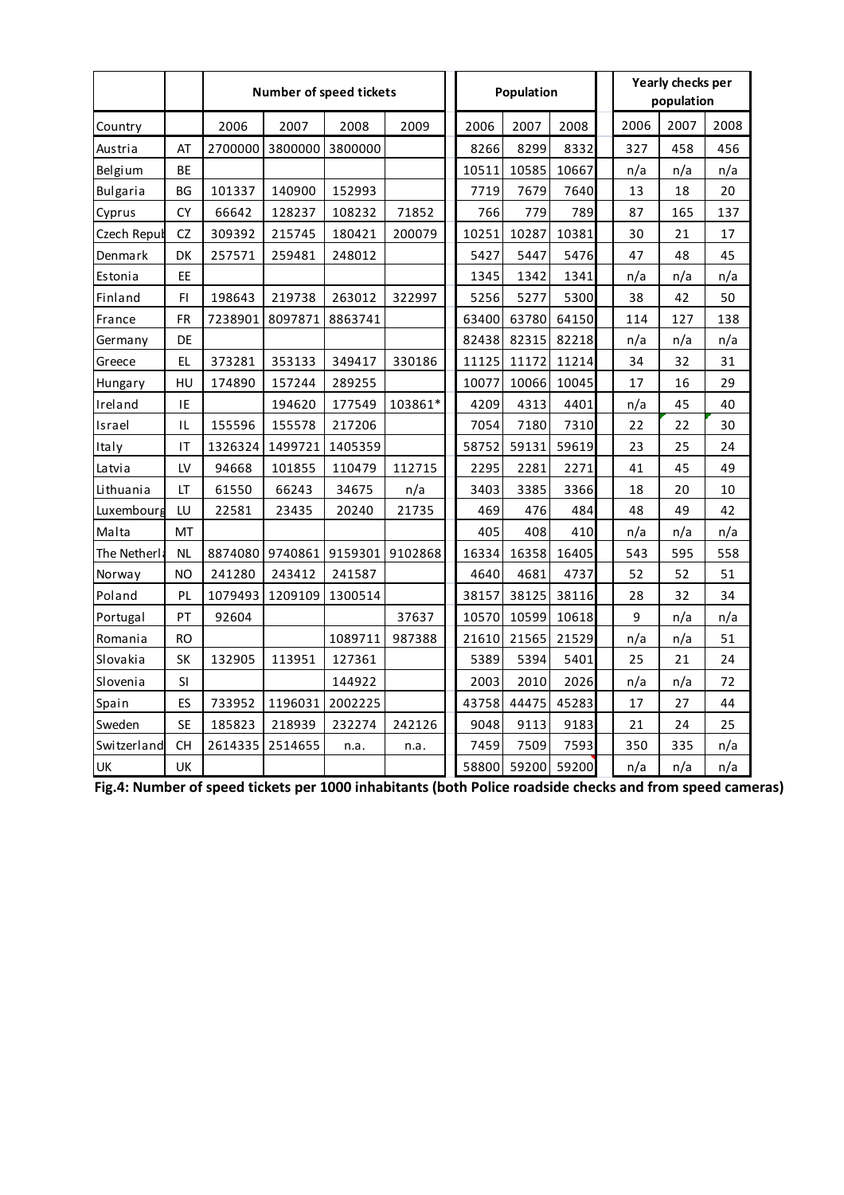| Country | | Number of speed tickets | | | | Population | | | Yearly checks per population | | |
|---|---|---|---|---|---|---|---|---|---|---|---|
| | | 2006 | 2007 | 2008 | 2009 | 2006 | 2007 | 2008 | 2006 | 2007 | 2008 |
| Austria | AT | 2700000 | 3800000 | 3800000 | | 8266 | 8299 | 8332 | 327 | 458 | 456 |
| Belgium | BE | | | | | 10511 | 10585 | 10667 | n/a | n/a | n/a |
| Bulgaria | BG | 101337 | 140900 | 152993 | | 7719 | 7679 | 7640 | 13 | 18 | 20 |
| Cyprus | CY | 66642 | 128237 | 108232 | 71852 | 766 | 779 | 789 | 87 | 165 | 137 |
| Czech Repub | CZ | 309392 | 215745 | 180421 | 200079 | 10251 | 10287 | 10381 | 30 | 21 | 17 |
| Denmark | DK | 257571 | 259481 | 248012 | | 5427 | 5447 | 5476 | 47 | 48 | 45 |
| Estonia | EE | | | | | 1345 | 1342 | 1341 | n/a | n/a | n/a |
| Finland | FI | 198643 | 219738 | 263012 | 322997 | 5256 | 5277 | 5300 | 38 | 42 | 50 |
| France | FR | 7238901 | 8097871 | 8863741 | | 63400 | 63780 | 64150 | 114 | 127 | 138 |
| Germany | DE | | | | | 82438 | 82315 | 82218 | n/a | n/a | n/a |
| Greece | EL | 373281 | 353133 | 349417 | 330186 | 11125 | 11172 | 11214 | 34 | 32 | 31 |
| Hungary | HU | 174890 | 157244 | 289255 | | 10077 | 10066 | 10045 | 17 | 16 | 29 |
| Ireland | IE | | 194620 | 177549 | 103861* | 4209 | 4313 | 4401 | n/a | 45 | 40 |
| Israel | IL | 155596 | 155578 | 217206 | | 7054 | 7180 | 7310 | 22 | 22 | 30 |
| Italy | IT | 1326324 | 1499721 | 1405359 | | 58752 | 59131 | 59619 | 23 | 25 | 24 |
| Latvia | LV | 94668 | 101855 | 110479 | 112715 | 2295 | 2281 | 2271 | 41 | 45 | 49 |
| Lithuania | LT | 61550 | 66243 | 34675 | n/a | 3403 | 3385 | 3366 | 18 | 20 | 10 |
| Luxembourg | LU | 22581 | 23435 | 20240 | 21735 | 469 | 476 | 484 | 48 | 49 | 42 |
| Malta | MT | | | | | 405 | 408 | 410 | n/a | n/a | n/a |
| The Netherla | NL | 8874080 | 9740861 | 9159301 | 9102868 | 16334 | 16358 | 16405 | 543 | 595 | 558 |
| Norway | NO | 241280 | 243412 | 241587 | | 4640 | 4681 | 4737 | 52 | 52 | 51 |
| Poland | PL | 1079493 | 1209109 | 1300514 | | 38157 | 38125 | 38116 | 28 | 32 | 34 |
| Portugal | PT | 92604 | | | 37637 | 10570 | 10599 | 10618 | 9 | n/a | n/a |
| Romania | RO | | | 1089711 | 987388 | 21610 | 21565 | 21529 | n/a | n/a | 51 |
| Slovakia | SK | 132905 | 113951 | 127361 | | 5389 | 5394 | 5401 | 25 | 21 | 24 |
| Slovenia | SI | | | 144922 | | 2003 | 2010 | 2026 | n/a | n/a | 72 |
| Spain | ES | 733952 | 1196031 | 2002225 | | 43758 | 44475 | 45283 | 17 | 27 | 44 |
| Sweden | SE | 185823 | 218939 | 232274 | 242126 | 9048 | 9113 | 9183 | 21 | 24 | 25 |
| Switzerland | CH | 2614335 | 2514655 | n.a. | n.a. | 7459 | 7509 | 7593 | 350 | 335 | n/a |
| UK | UK | | | | | 58800 | 59200 | 59200 | n/a | n/a | n/a |

**Fig.4: Number of speed tickets per 1000 inhabitants (both Police roadside checks and from speed cameras)**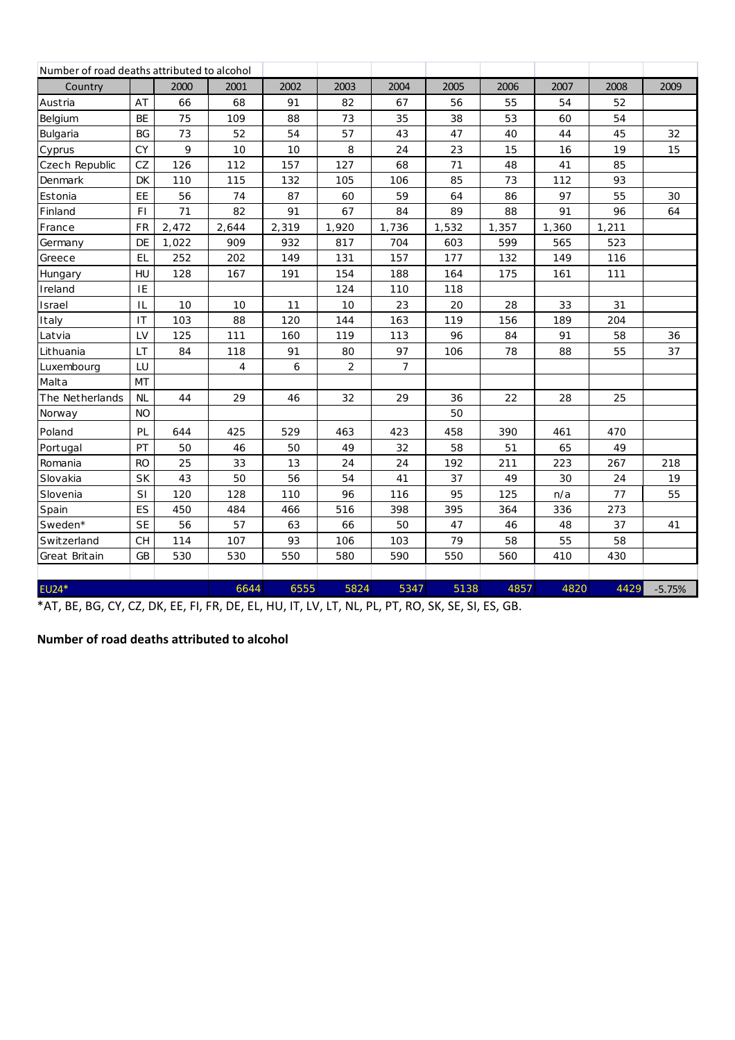Number of road deaths attributed to alcohol

| Country | | 2000 | 2001 | 2002 | 2003 | 2004 | 2005 | 2006 | 2007 | 2008 | 2009 |
|---|---|---|---|---|---|---|---|---|---|---|---|
| Austria | AT | 66 | 68 | 91 | 82 | 67 | 56 | 55 | 54 | 52 | |
| Belgium | BE | 75 | 109 | 88 | 73 | 35 | 38 | 53 | 60 | 54 | |
| Bulgaria | BG | 73 | 52 | 54 | 57 | 43 | 47 | 40 | 44 | 45 | 32 |
| Cyprus | CY | 9 | 10 | 10 | 8 | 24 | 23 | 15 | 16 | 19 | 15 |
| Czech Republic | CZ | 126 | 112 | 157 | 127 | 68 | 71 | 48 | 41 | 85 | |
| Denmark | DK | 110 | 115 | 132 | 105 | 106 | 85 | 73 | 112 | 93 | |
| Estonia | EE | 56 | 74 | 87 | 60 | 59 | 64 | 86 | 97 | 55 | 30 |
| Finland | FI | 71 | 82 | 91 | 67 | 84 | 89 | 88 | 91 | 96 | 64 |
| France | FR | 2,472 | 2,644 | 2,319 | 1,920 | 1,736 | 1,532 | 1,357 | 1,360 | 1,211 | |
| Germany | DE | 1,022 | 909 | 932 | 817 | 704 | 603 | 599 | 565 | 523 | |
| Greece | EL | 252 | 202 | 149 | 131 | 157 | 177 | 132 | 149 | 116 | |
| Hungary | HU | 128 | 167 | 191 | 154 | 188 | 164 | 175 | 161 | 111 | |
| Ireland | IE | | | | 124 | 110 | 118 | | | | |
| Israel | IL | 10 | 10 | 11 | 10 | 23 | 20 | 28 | 33 | 31 | |
| Italy | IT | 103 | 88 | 120 | 144 | 163 | 119 | 156 | 189 | 204 | |
| Latvia | LV | 125 | 111 | 160 | 119 | 113 | 96 | 84 | 91 | 58 | 36 |
| Lithuania | LT | 84 | 118 | 91 | 80 | 97 | 106 | 78 | 88 | 55 | 37 |
| Luxembourg | LU | | 4 | 6 | 2 | 7 | | | | | |
| Malta | MT | | | | | | | | | | |
| The Netherlands | NL | 44 | 29 | 46 | 32 | 29 | 36 | 22 | 28 | 25 | |
| Norway | NO | | | | | | 50 | | | | |
| Poland | PL | 644 | 425 | 529 | 463 | 423 | 458 | 390 | 461 | 470 | |
| Portugal | PT | 50 | 46 | 50 | 49 | 32 | 58 | 51 | 65 | 49 | |
| Romania | RO | 25 | 33 | 13 | 24 | 24 | 192 | 211 | 223 | 267 | 218 |
| Slovakia | SK | 43 | 50 | 56 | 54 | 41 | 37 | 49 | 30 | 24 | 19 |
| Slovenia | SI | 120 | 128 | 110 | 96 | 116 | 95 | 125 | n/a | 77 | 55 |
| Spain | ES | 450 | 484 | 466 | 516 | 398 | 395 | 364 | 336 | 273 | |
| Sweden* | SE | 56 | 57 | 63 | 66 | 50 | 47 | 46 | 48 | 37 | 41 |
| Switzerland | CH | 114 | 107 | 93 | 106 | 103 | 79 | 58 | 55 | 58 | |
| Great Britain | GB | 530 | 530 | 550 | 580 | 590 | 550 | 560 | 410 | 430 | |
| EU24* | | | 6644 | 6555 | 5824 | 5347 | 5138 | 4857 | 4820 | 4429 | -5.75% |

*AT, BE, BG, CY, CZ, DK, EE, FI, FR, DE, EL, HU, IT, LV, LT, NL, PL, PT, RO, SK, SE, SI, ES, GB.

**Number of road deaths attributed to alcohol**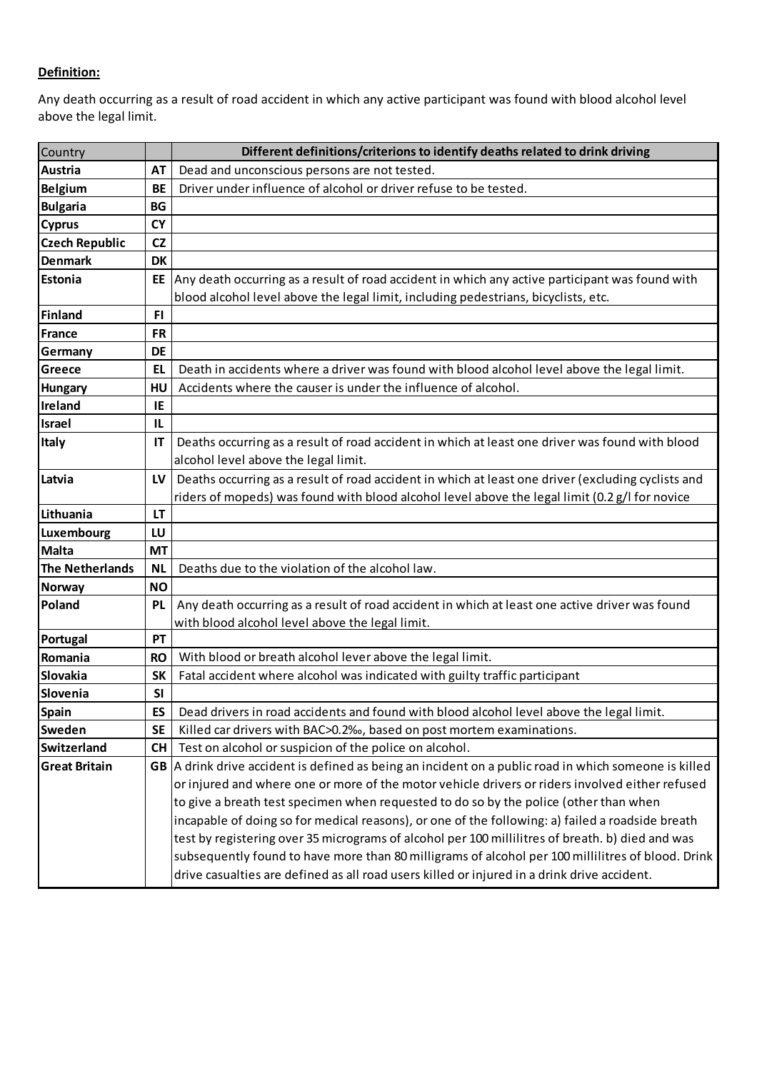**Definition:**

Any death occurring as a result of road accident in which any active participant was found with blood alcohol level above the legal limit.

| Country | | Different definitions/criterions to identify deaths related to drink driving |
|---|---|---|
| **Austria** | **AT** | Dead and unconscious persons are not tested. |
| **Belgium** | **BE** | Driver under influence of alcohol or driver refuse to be tested. |
| **Bulgaria** | **BG** | |
| **Cyprus** | **CY** | |
| **Czech Republic** | **CZ** | |
| **Denmark** | **DK** | |
| **Estonia** | **EE** | Any death occurring as a result of road accident in which any active participant was found with blood alcohol level above the legal limit, including pedestrians, bicyclists, etc. |
| **Finland** | **FI** | |
| **France** | **FR** | |
| **Germany** | **DE** | |
| **Greece** | **EL** | Death in accidents where a driver was found with blood alcohol level above the legal limit. |
| **Hungary** | **HU** | Accidents where the causer is under the influence of alcohol. |
| **Ireland** | **IE** | |
| **Israel** | **IL** | |
| **Italy** | **IT** | Deaths occurring as a result of road accident in which at least one driver was found with blood alcohol level above the legal limit. |
| **Latvia** | **LV** | Deaths occurring as a result of road accident in which at least one driver (excluding cyclists and riders of mopeds) was found with blood alcohol level above the legal limit (0.2 g/l for novice |
| **Lithuania** | **LT** | |
| **Luxembourg** | **LU** | |
| **Malta** | **MT** | |
| **The Netherlands** | **NL** | Deaths due to the violation of the alcohol law. |
| **Norway** | **NO** | |
| **Poland** | **PL** | Any death occurring as a result of road accident in which at least one active driver was found with blood alcohol level above the legal limit. |
| **Portugal** | **PT** | |
| **Romania** | **RO** | With blood or breath alcohol lever above the legal limit. |
| **Slovakia** | **SK** | Fatal accident where alcohol was indicated with guilty traffic participant |
| **Slovenia** | **SI** | |
| **Spain** | **ES** | Dead drivers in road accidents and found with blood alcohol level above the legal limit. |
| **Sweden** | **SE** | Killed car drivers with BAC>0.2‰, based on post mortem examinations. |
| **Switzerland** | **CH** | Test on alcohol or suspicion of the police on alcohol. |
| **Great Britain** | **GB** | A drink drive accident is defined as being an incident on a public road in which someone is killed or injured and where one or more of the motor vehicle drivers or riders involved either refused to give a breath test specimen when requested to do so by the police (other than when incapable of doing so for medical reasons), or one of the following: a) failed a roadside breath test by registering over 35 micrograms of alcohol per 100 millilitres of breath. b) died and was subsequently found to have more than 80 milligrams of alcohol per 100 millilitres of blood. Drink drive casualties are defined as all road users killed or injured in a drink drive accident. |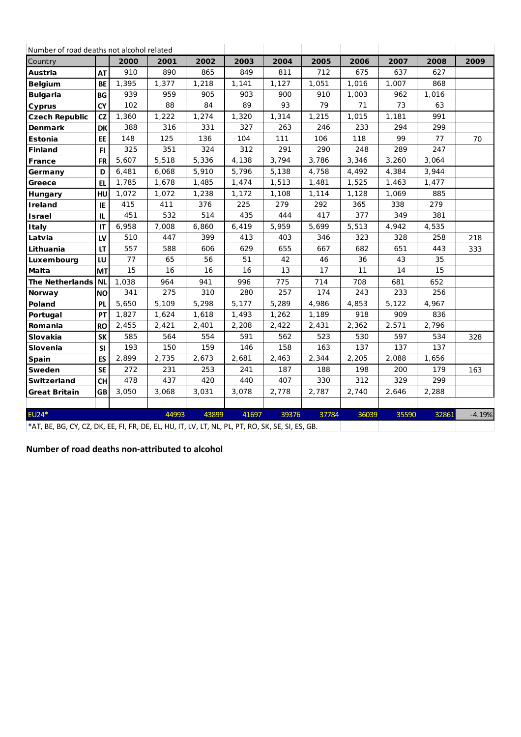| Number of road deaths not alcohol related | | | | | | | | | | | |
|---|---|---|---|---|---|---|---|---|---|---|---|
| Country | | 2000 | 2001 | 2002 | 2003 | 2004 | 2005 | 2006 | 2007 | 2008 | 2009 |
| **Austria** | AT | 910 | 890 | 865 | 849 | 811 | 712 | 675 | 637 | 627 | |
| **Belgium** | BE | 1,395 | 1,377 | 1,218 | 1,141 | 1,127 | 1,051 | 1,016 | 1,007 | 868 | |
| **Bulgaria** | BG | 939 | 959 | 905 | 903 | 900 | 910 | 1,003 | 962 | 1,016 | |
| **Cyprus** | CY | 102 | 88 | 84 | 89 | 93 | 79 | 71 | 73 | 63 | |
| **Czech Republic** | CZ | 1,360 | 1,222 | 1,274 | 1,320 | 1,314 | 1,215 | 1,015 | 1,181 | 991 | |
| **Denmark** | DK | 388 | 316 | 331 | 327 | 263 | 246 | 233 | 294 | 299 | |
| **Estonia** | EE | 148 | 125 | 136 | 104 | 111 | 106 | 118 | 99 | 77 | 70 |
| **Finland** | FI | 325 | 351 | 324 | 312 | 291 | 290 | 248 | 289 | 247 | |
| **France** | FR | 5,607 | 5,518 | 5,336 | 4,138 | 3,794 | 3,786 | 3,346 | 3,260 | 3,064 | |
| **Germany** | D | 6,481 | 6,068 | 5,910 | 5,796 | 5,138 | 4,758 | 4,492 | 4,384 | 3,944 | |
| **Greece** | EL | 1,785 | 1,678 | 1,485 | 1,474 | 1,513 | 1,481 | 1,525 | 1,463 | 1,477 | |
| **Hungary** | HU | 1,072 | 1,072 | 1,238 | 1,172 | 1,108 | 1,114 | 1,128 | 1,069 | 885 | |
| **Ireland** | IE | 415 | 411 | 376 | 225 | 279 | 292 | 365 | 338 | 279 | |
| **Israel** | IL | 451 | 532 | 514 | 435 | 444 | 417 | 377 | 349 | 381 | |
| **Italy** | IT | 6,958 | 7,008 | 6,860 | 6,419 | 5,959 | 5,699 | 5,513 | 4,942 | 4,535 | |
| **Latvia** | LV | 510 | 447 | 399 | 413 | 403 | 346 | 323 | 328 | 258 | 218 |
| **Lithuania** | LT | 557 | 588 | 606 | 629 | 655 | 667 | 682 | 651 | 443 | 333 |
| **Luxembourg** | LU | 77 | 65 | 56 | 51 | 42 | 46 | 36 | 43 | 35 | |
| **Malta** | MT | 15 | 16 | 16 | 16 | 13 | 17 | 11 | 14 | 15 | |
| **The Netherlands** | NL | 1,038 | 964 | 941 | 996 | 775 | 714 | 708 | 681 | 652 | |
| **Norway** | NO | 341 | 275 | 310 | 280 | 257 | 174 | 243 | 233 | 256 | |
| **Poland** | PL | 5,650 | 5,109 | 5,298 | 5,177 | 5,289 | 4,986 | 4,853 | 5,122 | 4,967 | |
| **Portugal** | PT | 1,827 | 1,624 | 1,618 | 1,493 | 1,262 | 1,189 | 918 | 909 | 836 | |
| **Romania** | RO | 2,455 | 2,421 | 2,401 | 2,208 | 2,422 | 2,431 | 2,362 | 2,571 | 2,796 | |
| **Slovakia** | SK | 585 | 564 | 554 | 591 | 562 | 523 | 530 | 597 | 534 | 328 |
| **Slovenia** | SI | 193 | 150 | 159 | 146 | 158 | 163 | 137 | 137 | 137 | |
| **Spain** | ES | 2,899 | 2,735 | 2,673 | 2,681 | 2,463 | 2,344 | 2,205 | 2,088 | 1,656 | |
| **Sweden** | SE | 272 | 231 | 253 | 241 | 187 | 188 | 198 | 200 | 179 | 163 |
| **Switzerland** | CH | 478 | 437 | 420 | 440 | 407 | 330 | 312 | 329 | 299 | |
| **Great Britain** | GB | 3,050 | 3,068 | 3,031 | 3,078 | 2,778 | 2,787 | 2,740 | 2,646 | 2,288 | |
| | | | | | | | | | | | |
| EU24* | | | 44993 | 43899 | 41697 | 39376 | 37784 | 36039 | 35590 | 32861 | -4.19% |

*AT, BE, BG, CY, CZ, DK, EE, FI, FR, DE, EL, HU, IT, LV, LT, NL, PL, PT, RO, SK, SE, SI, ES, GB.

**Number of road deaths non-attributed to alcohol**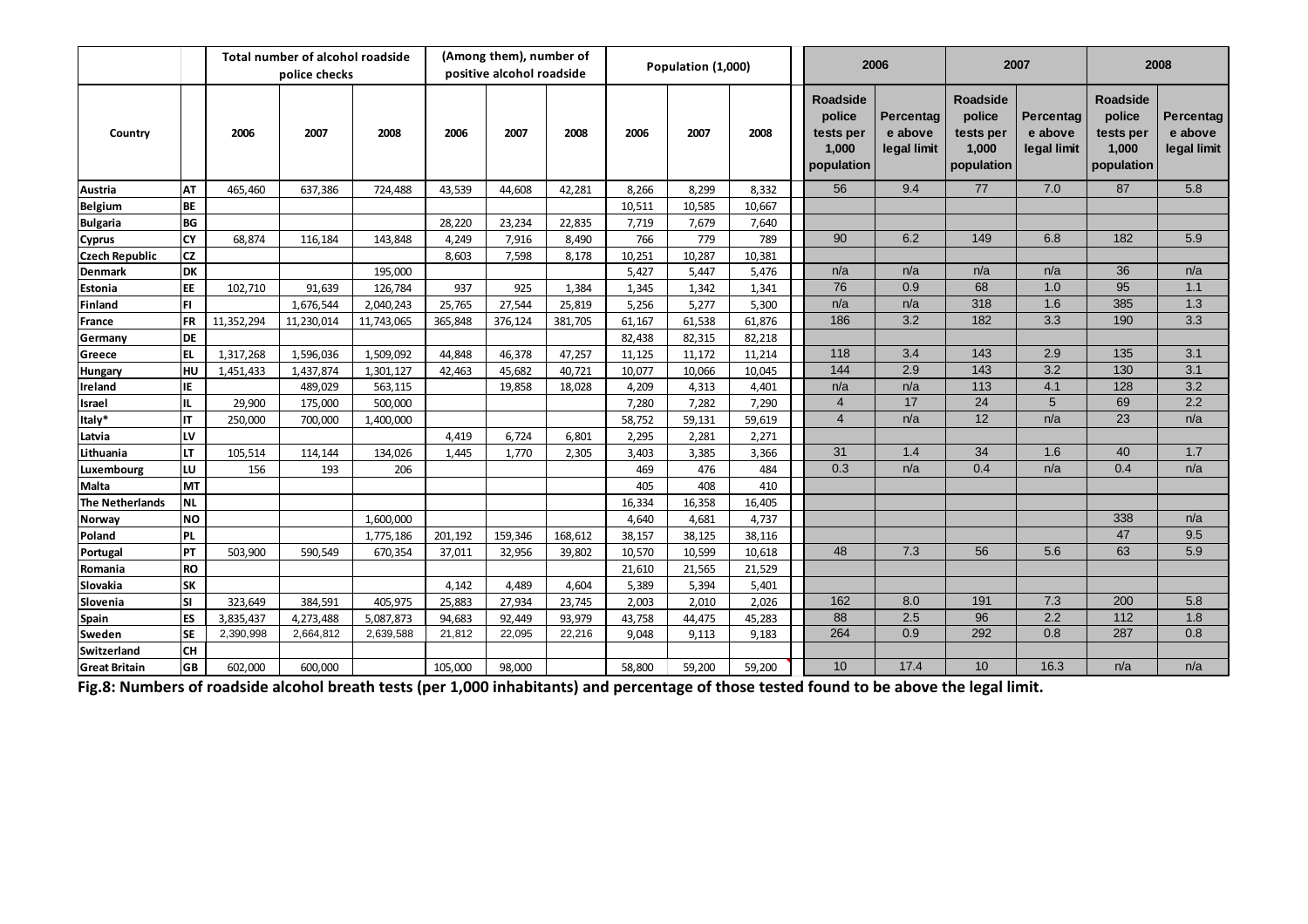| Country | | Total number of alcohol roadside police checks | | | (Among them), number of positive alcohol roadside | | | Population (1,000) | | | 2006 | | 2007 | | 2008 | |
|---|---|---|---|---|---|---|---|---|---|---|---|---|---|---|---|---|
| | | 2006 | 2007 | 2008 | 2006 | 2007 | 2008 | 2006 | 2007 | 2008 | Roadside police tests per 1,000 population | Percentage above legal limit | Roadside police tests per 1,000 population | Percentage above legal limit | Roadside police tests per 1,000 population | Percentage above legal limit |
| Austria | AT | 465,460 | 637,386 | 724,488 | 43,539 | 44,608 | 42,281 | 8,266 | 8,299 | 8,332 | 56 | 9.4 | 77 | 7.0 | 87 | 5.8 |
| Belgium | BE | | | | | | | 10,511 | 10,585 | 10,667 | | | | | | |
| Bulgaria | BG | | | | 28,220 | 23,234 | 22,835 | 7,719 | 7,679 | 7,640 | | | | | | |
| Cyprus | CY | 68,874 | 116,184 | 143,848 | 4,249 | 7,916 | 8,490 | 766 | 779 | 789 | 90 | 6.2 | 149 | 6.8 | 182 | 5.9 |
| Czech Republic | CZ | | | | 8,603 | 7,598 | 8,178 | 10,251 | 10,287 | 10,381 | | | | | | |
| Denmark | DK | | | 195,000 | | | | 5,427 | 5,447 | 5,476 | n/a | n/a | n/a | n/a | 36 | n/a |
| Estonia | EE | 102,710 | 91,639 | 126,784 | 937 | 925 | 1,384 | 1,345 | 1,342 | 1,341 | 76 | 0.9 | 68 | 1.0 | 95 | 1.1 |
| Finland | FI | | 1,676,544 | 2,040,243 | 25,765 | 27,544 | 25,819 | 5,256 | 5,277 | 5,300 | n/a | n/a | 318 | 1.6 | 385 | 1.3 |
| France | FR | 11,352,294 | 11,230,014 | 11,743,065 | 365,848 | 376,124 | 381,705 | 61,167 | 61,538 | 61,876 | 186 | 3.2 | 182 | 3.3 | 190 | 3.3 |
| Germany | DE | | | | | | | 82,438 | 82,315 | 82,218 | | | | | | |
| Greece | EL | 1,317,268 | 1,596,036 | 1,509,092 | 44,848 | 46,378 | 47,257 | 11,125 | 11,172 | 11,214 | 118 | 3.4 | 143 | 2.9 | 135 | 3.1 |
| Hungary | HU | 1,451,433 | 1,437,874 | 1,301,127 | 42,463 | 45,682 | 40,721 | 10,077 | 10,066 | 10,045 | 144 | 2.9 | 143 | 3.2 | 130 | 3.1 |
| Ireland | IE | | 489,029 | 563,115 | | 19,858 | 18,028 | 4,209 | 4,313 | 4,401 | n/a | n/a | 113 | 4.1 | 128 | 3.2 |
| Israel | IL | 29,900 | 175,000 | 500,000 | | | | 7,280 | 7,282 | 7,290 | 4 | 17 | 24 | 5 | 69 | 2.2 |
| Italy* | IT | 250,000 | 700,000 | 1,400,000 | | | | 58,752 | 59,131 | 59,619 | 4 | n/a | 12 | n/a | 23 | n/a |
| Latvia | LV | | | | 4,419 | 6,724 | 6,801 | 2,295 | 2,281 | 2,271 | | | | | | |
| Lithuania | LT | 105,514 | 114,144 | 134,026 | 1,445 | 1,770 | 2,305 | 3,403 | 3,385 | 3,366 | 31 | 1.4 | 34 | 1.6 | 40 | 1.7 |
| Luxembourg | LU | 156 | 193 | 206 | | | | 469 | 476 | 484 | 0.3 | n/a | 0.4 | n/a | 0.4 | n/a |
| Malta | MT | | | | | | | 405 | 408 | 410 | | | | | | |
| The Netherlands | NL | | | | | | | 16,334 | 16,358 | 16,405 | | | | | | |
| Norway | NO | | | 1,600,000 | | | | 4,640 | 4,681 | 4,737 | | | | | 338 | n/a |
| Poland | PL | | | 1,775,186 | 201,192 | 159,346 | 168,612 | 38,157 | 38,125 | 38,116 | | | | | 47 | 9.5 |
| Portugal | PT | 503,900 | 590,549 | 670,354 | 37,011 | 32,956 | 39,802 | 10,570 | 10,599 | 10,618 | 48 | 7.3 | 56 | 5.6 | 63 | 5.9 |
| Romania | RO | | | | | | | 21,610 | 21,565 | 21,529 | | | | | | |
| Slovakia | SK | | | | 4,142 | 4,489 | 4,604 | 5,389 | 5,394 | 5,401 | | | | | | |
| Slovenia | SI | 323,649 | 384,591 | 405,975 | 25,883 | 27,934 | 23,745 | 2,003 | 2,010 | 2,026 | 162 | 8.0 | 191 | 7.3 | 200 | 5.8 |
| Spain | ES | 3,835,437 | 4,273,488 | 5,087,873 | 94,683 | 92,449 | 93,979 | 43,758 | 44,475 | 45,283 | 88 | 2.5 | 96 | 2.2 | 112 | 1.8 |
| Sweden | SE | 2,390,998 | 2,664,812 | 2,639,588 | 21,812 | 22,095 | 22,216 | 9,048 | 9,113 | 9,183 | 264 | 0.9 | 292 | 0.8 | 287 | 0.8 |
| Switzerland | CH | | | | | | | | | | | | | | | |
| Great Britain | GB | 602,000 | 600,000 | | 105,000 | 98,000 | | 58,800 | 59,200 | 59,200 | 10 | 17.4 | 10 | 16.3 | n/a | n/a |

**Fig.8: Numbers of roadside alcohol breath tests (per 1,000 inhabitants) and percentage of those tested found to be above the legal limit.**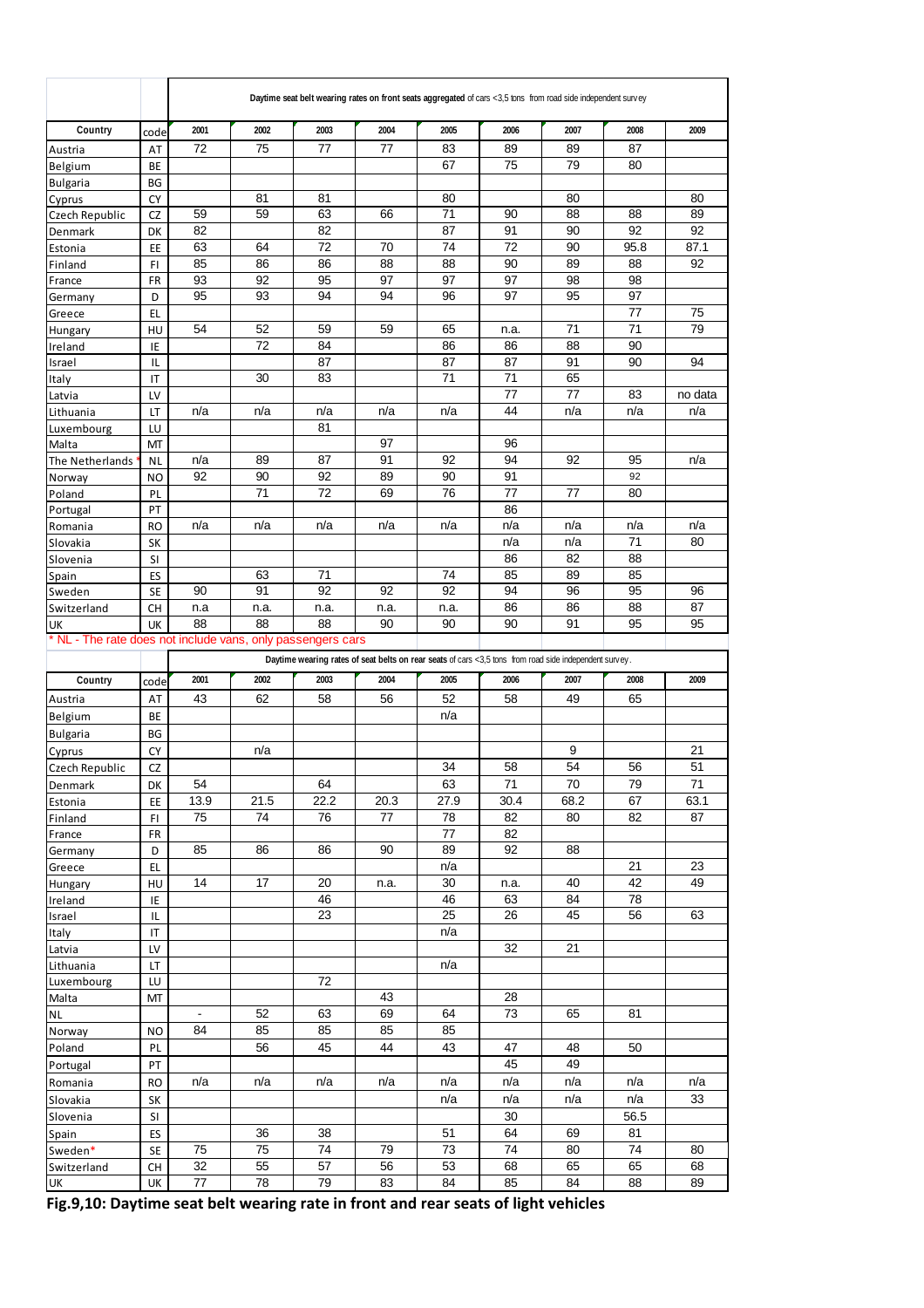| Country | code | 2001 | 2002 | 2003 | 2004 | 2005 | 2006 | 2007 | 2008 | 2009 |
|---|---|---|---|---|---|---|---|---|---|---|
| | | Daytime seat belt wearing rates on front seats aggregated of cars <3,5 tons from road side independent survey | | | | | | | | |
| Austria | AT | 72 | 75 | 77 | 77 | 83 | 89 | 89 | 87 | |
| Belgium | BE | | | | | 67 | 75 | 79 | 80 | |
| Bulgaria | BG | | | | | | | | | |
| Cyprus | CY | | 81 | 81 | | 80 | | 80 | | 80 |
| Czech Republic | CZ | 59 | 59 | 63 | 66 | 71 | 90 | 88 | 88 | 89 |
| Denmark | DK | 82 | | 82 | | 87 | 91 | 90 | 92 | 92 |
| Estonia | EE | 63 | 64 | 72 | 70 | 74 | 72 | 90 | 95.8 | 87.1 |
| Finland | FI | 85 | 86 | 86 | 88 | 88 | 90 | 89 | 88 | 92 |
| France | FR | 93 | 92 | 95 | 97 | 97 | 97 | 98 | 98 | |
| Germany | D | 95 | 93 | 94 | 94 | 96 | 97 | 95 | 97 | |
| Greece | EL | | | | | | | | 77 | 75 |
| Hungary | HU | 54 | 52 | 59 | 59 | 65 | n.a. | 71 | 71 | 79 |
| Ireland | IE | | 72 | 84 | | 86 | 86 | 88 | 90 | |
| Israel | IL | | | 87 | | 87 | 87 | 91 | 90 | 94 |
| Italy | IT | | 30 | 83 | | 71 | 71 | 65 | | |
| Latvia | LV | | | | | | 77 | 77 | 83 | no data |
| Lithuania | LT | n/a | n/a | n/a | n/a | n/a | 44 | n/a | n/a | n/a |
| Luxembourg | LU | | | 81 | | | | | | |
| Malta | MT | | | | 97 | | 96 | | | |
| The Netherlands * | NL | n/a | 89 | 87 | 91 | 92 | 94 | 92 | 95 | n/a |
| Norway | NO | 92 | 90 | 92 | 89 | 90 | 91 | | 92 | |
| Poland | PL | | 71 | 72 | 69 | 76 | 77 | 77 | 80 | |
| Portugal | PT | | | | | | 86 | | | |
| Romania | RO | n/a | n/a | n/a | n/a | n/a | n/a | n/a | n/a | n/a |
| Slovakia | SK | | | | | | n/a | n/a | 71 | 80 |
| Slovenia | SI | | | | | | 86 | 82 | 88 | |
| Spain | ES | | 63 | 71 | | 74 | 85 | 89 | 85 | |
| Sweden | SE | 90 | 91 | 92 | 92 | 92 | 94 | 96 | 95 | 96 |
| Switzerland | CH | n.a | n.a. | n.a. | n.a. | n.a. | 86 | 86 | 88 | 87 |
| UK | UK | 88 | 88 | 88 | 90 | 90 | 90 | 91 | 95 | 95 |

* NL - The rate does not include vans, only passengers cars

| Country | code | 2001 | 2002 | 2003 | 2004 | 2005 | 2006 | 2007 | 2008 | 2009 |
|---|---|---|---|---|---|---|---|---|---|---|
| | | Daytime wearing rates of seat belts on rear seats of cars <3,5 tons from road side independent survey. | | | | | | | | |
| Austria | AT | 43 | 62 | 58 | 56 | 52 | 58 | 49 | 65 | |
| Belgium | BE | | | | | n/a | | | | |
| Bulgaria | BG | | | | | | | | | |
| Cyprus | CY | | n/a | | | | | 9 | | 21 |
| Czech Republic | CZ | | | | | 34 | 58 | 54 | 56 | 51 |
| Denmark | DK | 54 | | 64 | | 63 | 71 | 70 | 79 | 71 |
| Estonia | EE | 13.9 | 21.5 | 22.2 | 20.3 | 27.9 | 30.4 | 68.2 | 67 | 63.1 |
| Finland | FI | 75 | 74 | 76 | 77 | 78 | 82 | 80 | 82 | 87 |
| France | FR | | | | | 77 | 82 | | | |
| Germany | D | 85 | 86 | 86 | 90 | 89 | 92 | 88 | | |
| Greece | EL | | | | | n/a | | | 21 | 23 |
| Hungary | HU | 14 | 17 | 20 | n.a. | 30 | n.a. | 40 | 42 | 49 |
| Ireland | IE | | | 46 | | 46 | 63 | 84 | 78 | |
| Israel | IL | | | 23 | | 25 | 26 | 45 | 56 | 63 |
| Italy | IT | | | | | n/a | | | | |
| Latvia | LV | | | | | | 32 | 21 | | |
| Lithuania | LT | | | | | n/a | | | | |
| Luxembourg | LU | | | 72 | | | | | | |
| Malta | MT | | | | 43 | | 28 | | | |
| NL | | - | 52 | 63 | 69 | 64 | 73 | 65 | 81 | |
| Norway | NO | 84 | 85 | 85 | 85 | 85 | | | | |
| Poland | PL | | 56 | 45 | 44 | 43 | 47 | 48 | 50 | |
| Portugal | PT | | | | | | 45 | 49 | | |
| Romania | RO | n/a | n/a | n/a | n/a | n/a | n/a | n/a | n/a | n/a |
| Slovakia | SK | | | | | n/a | n/a | n/a | n/a | 33 |
| Slovenia | SI | | | | | | 30 | | 56.5 | |
| Spain | ES | | 36 | 38 | | 51 | 64 | 69 | 81 | |
| Sweden* | SE | 75 | 75 | 74 | 79 | 73 | 74 | 80 | 74 | 80 |
| Switzerland | CH | 32 | 55 | 57 | 56 | 53 | 68 | 65 | 65 | 68 |
| UK | UK | 77 | 78 | 79 | 83 | 84 | 85 | 84 | 88 | 89 |

**Fig.9,10: Daytime seat belt wearing rate in front and rear seats of light vehicles**